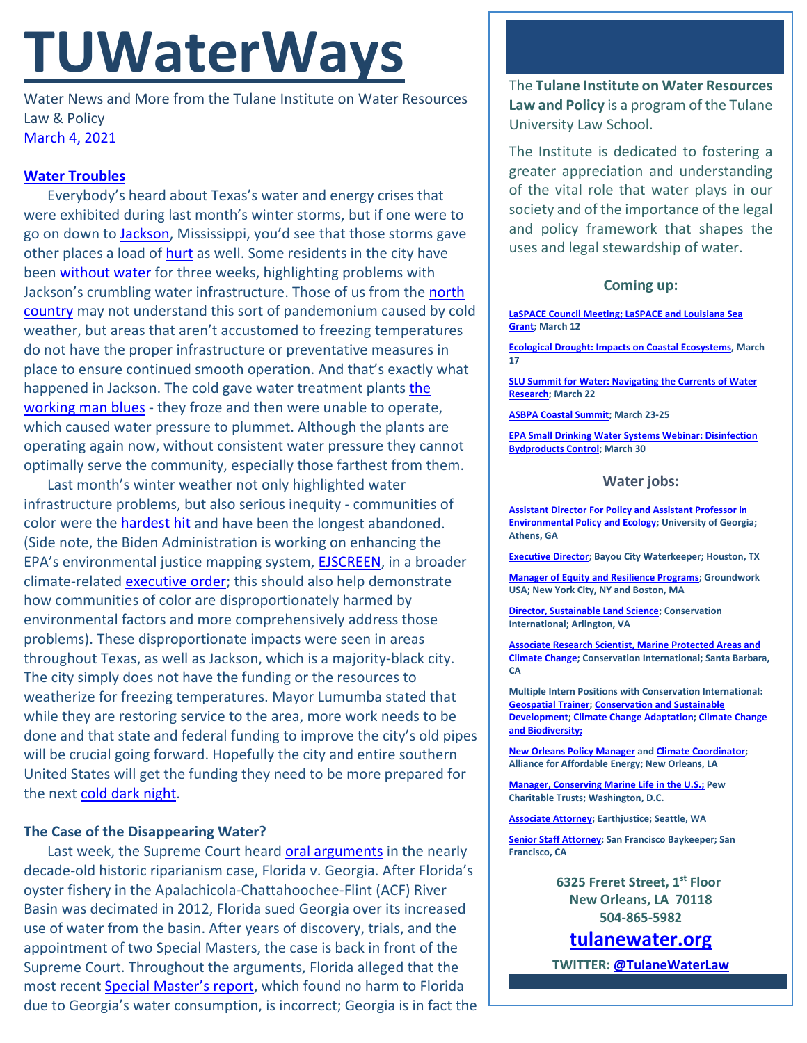# TUWaterWays

Water News and More from the Tulane Institute on Water Resources Law & Policy
March 4, 2021

## Water Troubles

Everybody's heard about Texas's water and energy crises that were exhibited during last month's winter storms, but if one were to go on down to Jackson, Mississippi, you'd see that those storms gave other places a load of hurt as well. Some residents in the city have been without water for three weeks, highlighting problems with Jackson's crumbling water infrastructure. Those of us from the north country may not understand this sort of pandemonium caused by cold weather, but areas that aren't accustomed to freezing temperatures do not have the proper infrastructure or preventative measures in place to ensure continued smooth operation. And that's exactly what happened in Jackson. The cold gave water treatment plants the working man blues - they froze and then were unable to operate, which caused water pressure to plummet. Although the plants are operating again now, without consistent water pressure they cannot optimally serve the community, especially those farthest from them.

Last month's winter weather not only highlighted water infrastructure problems, but also serious inequity - communities of color were the hardest hit and have been the longest abandoned. (Side note, the Biden Administration is working on enhancing the EPA's environmental justice mapping system, EJSCREEN, in a broader climate-related executive order; this should also help demonstrate how communities of color are disproportionately harmed by environmental factors and more comprehensively address those problems). These disproportionate impacts were seen in areas throughout Texas, as well as Jackson, which is a majority-black city. The city simply does not have the funding or the resources to weatherize for freezing temperatures. Mayor Lumumba stated that while they are restoring service to the area, more work needs to be done and that state and federal funding to improve the city's old pipes will be crucial going forward. Hopefully the city and entire southern United States will get the funding they need to be more prepared for the next cold dark night.

### The Case of the Disappearing Water?

Last week, the Supreme Court heard oral arguments in the nearly decade-old historic riparianism case, Florida v. Georgia. After Florida's oyster fishery in the Apalachicola-Chattahoochee-Flint (ACF) River Basin was decimated in 2012, Florida sued Georgia over its increased use of water from the basin. After years of discovery, trials, and the appointment of two Special Masters, the case is back in front of the Supreme Court. Throughout the arguments, Florida alleged that the most recent Special Master's report, which found no harm to Florida due to Georgia's water consumption, is incorrect; Georgia is in fact the

---

The **Tulane Institute on Water Resources Law and Policy** is a program of the Tulane University Law School.

The Institute is dedicated to fostering a greater appreciation and understanding of the vital role that water plays in our society and of the importance of the legal and policy framework that shapes the uses and legal stewardship of water.

### Coming up:

**LaSPACE Council Meeting; LaSPACE and Louisiana Sea Grant; March 12**

**Ecological Drought: Impacts on Coastal Ecosystems, March 17**

**SLU Summit for Water: Navigating the Currents of Water Research; March 22**

**ASBPA Coastal Summit; March 23-25**

**EPA Small Drinking Water Systems Webinar: Disinfection Bydproducts Control; March 30**

### Water jobs:

**Assistant Director For Policy and Assistant Professor in Environmental Policy and Ecology; University of Georgia; Athens, GA**

**Executive Director; Bayou City Waterkeeper; Houston, TX**

**Manager of Equity and Resilience Programs; Groundwork USA; New York City, NY and Boston, MA**

**Director, Sustainable Land Science; Conservation International; Arlington, VA**

**Associate Research Scientist, Marine Protected Areas and Climate Change; Conservation International; Santa Barbara, CA**

**Multiple Intern Positions with Conservation International: Geospatial Trainer; Conservation and Sustainable Development; Climate Change Adaptation; Climate Change and Biodiversity;**

**New Orleans Policy Manager and Climate Coordinator; Alliance for Affordable Energy; New Orleans, LA**

**Manager, Conserving Marine Life in the U.S.; Pew Charitable Trusts; Washington, D.C.**

**Associate Attorney; Earthjustice; Seattle, WA**

**Senior Staff Attorney; San Francisco Baykeeper; San Francisco, CA**

**6325 Freret Street, 1st Floor**
**New Orleans, LA 70118**
**504-865-5982**

**tulanewater.org**

**TWITTER: @TulaneWaterLaw**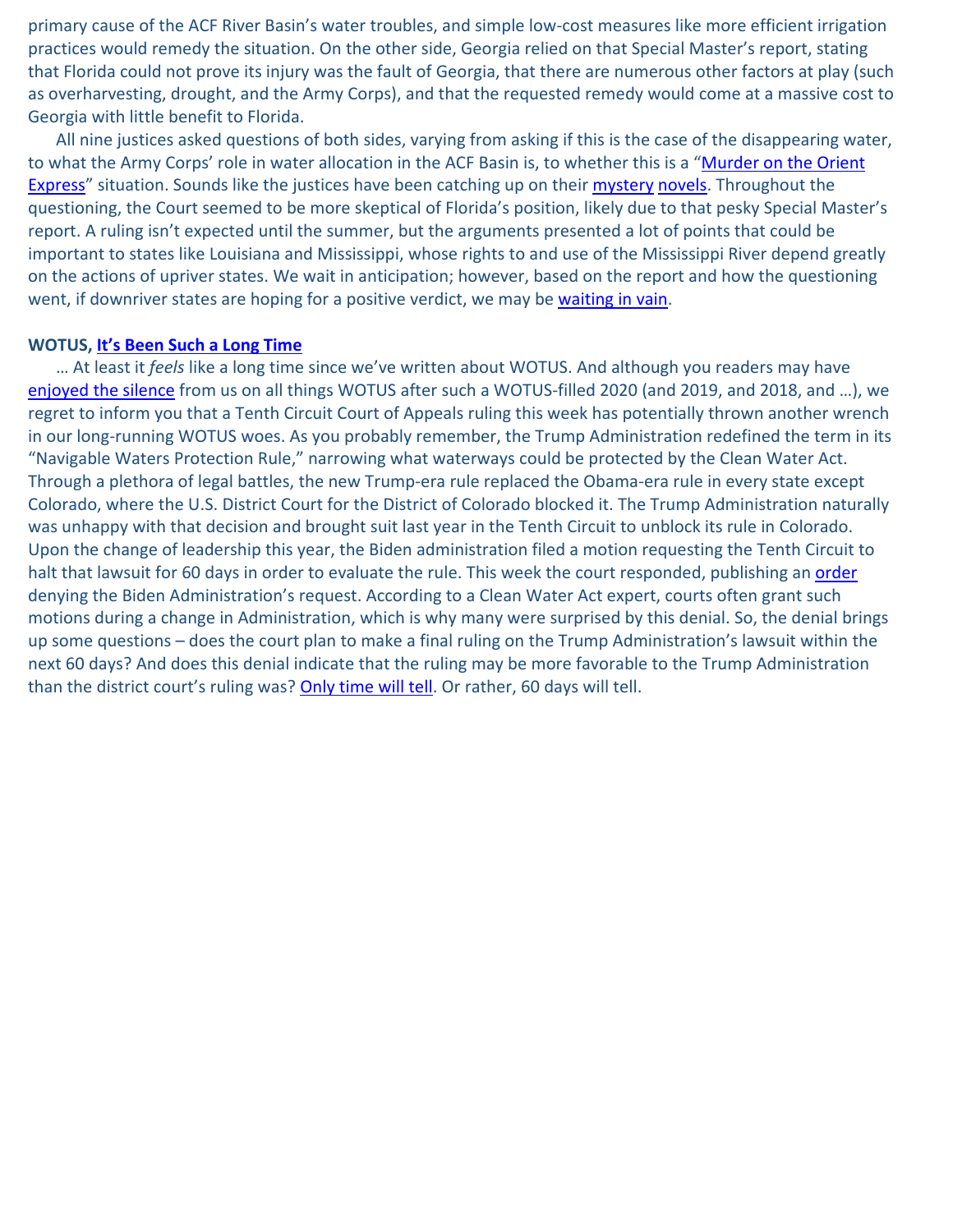primary cause of the ACF River Basin's water troubles, and simple low-cost measures like more efficient irrigation practices would remedy the situation. On the other side, Georgia relied on that Special Master's report, stating that Florida could not prove its injury was the fault of Georgia, that there are numerous other factors at play (such as overharvesting, drought, and the Army Corps), and that the requested remedy would come at a massive cost to Georgia with little benefit to Florida.

All nine justices asked questions of both sides, varying from asking if this is the case of the disappearing water, to what the Army Corps' role in water allocation in the ACF Basin is, to whether this is a "Murder on the Orient Express" situation. Sounds like the justices have been catching up on their mystery novels. Throughout the questioning, the Court seemed to be more skeptical of Florida's position, likely due to that pesky Special Master's report. A ruling isn't expected until the summer, but the arguments presented a lot of points that could be important to states like Louisiana and Mississippi, whose rights to and use of the Mississippi River depend greatly on the actions of upriver states. We wait in anticipation; however, based on the report and how the questioning went, if downriver states are hoping for a positive verdict, we may be waiting in vain.

**WOTUS, It's Been Such a Long Time**

… At least it *feels* like a long time since we've written about WOTUS. And although you readers may have enjoyed the silence from us on all things WOTUS after such a WOTUS-filled 2020 (and 2019, and 2018, and …), we regret to inform you that a Tenth Circuit Court of Appeals ruling this week has potentially thrown another wrench in our long-running WOTUS woes. As you probably remember, the Trump Administration redefined the term in its "Navigable Waters Protection Rule," narrowing what waterways could be protected by the Clean Water Act. Through a plethora of legal battles, the new Trump-era rule replaced the Obama-era rule in every state except Colorado, where the U.S. District Court for the District of Colorado blocked it. The Trump Administration naturally was unhappy with that decision and brought suit last year in the Tenth Circuit to unblock its rule in Colorado. Upon the change of leadership this year, the Biden administration filed a motion requesting the Tenth Circuit to halt that lawsuit for 60 days in order to evaluate the rule. This week the court responded, publishing an order denying the Biden Administration's request. According to a Clean Water Act expert, courts often grant such motions during a change in Administration, which is why many were surprised by this denial. So, the denial brings up some questions – does the court plan to make a final ruling on the Trump Administration's lawsuit within the next 60 days? And does this denial indicate that the ruling may be more favorable to the Trump Administration than the district court's ruling was? Only time will tell. Or rather, 60 days will tell.